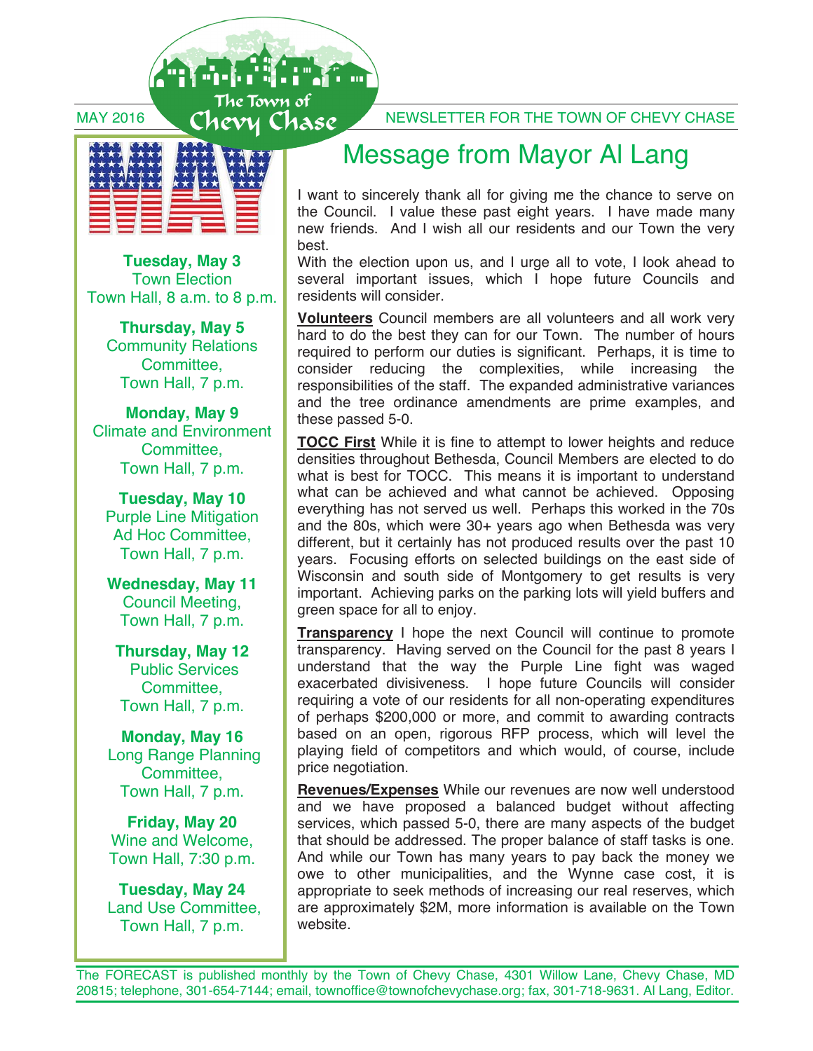MAY 2016 — The Town of Chevy Chase — NEWSLETTER FOR THE TOWN OF CHEVY CHASE

MAY

**Tuesday, May 3**
Town Election
Town Hall, 8 a.m. to 8 p.m.

**Thursday, May 5**
Community Relations Committee,
Town Hall, 7 p.m.

**Monday, May 9**
Climate and Environment Committee,
Town Hall, 7 p.m.

**Tuesday, May 10**
Purple Line Mitigation Ad Hoc Committee,
Town Hall, 7 p.m.

**Wednesday, May 11**
Council Meeting,
Town Hall, 7 p.m.

**Thursday, May 12**
Public Services Committee,
Town Hall, 7 p.m.

**Monday, May 16**
Long Range Planning Committee,
Town Hall, 7 p.m.

**Friday, May 20**
Wine and Welcome,
Town Hall, 7:30 p.m.

**Tuesday, May 24**
Land Use Committee,
Town Hall, 7 p.m.

# Message from Mayor Al Lang

I want to sincerely thank all for giving me the chance to serve on the Council. I value these past eight years. I have made many new friends. And I wish all our residents and our Town the very best.

With the election upon us, and I urge all to vote, I look ahead to several important issues, which I hope future Councils and residents will consider.

**Volunteers** Council members are all volunteers and all work very hard to do the best they can for our Town. The number of hours required to perform our duties is significant. Perhaps, it is time to consider reducing the complexities, while increasing the responsibilities of the staff. The expanded administrative variances and the tree ordinance amendments are prime examples, and these passed 5-0.

**TOCC First** While it is fine to attempt to lower heights and reduce densities throughout Bethesda, Council Members are elected to do what is best for TOCC. This means it is important to understand what can be achieved and what cannot be achieved. Opposing everything has not served us well. Perhaps this worked in the 70s and the 80s, which were 30+ years ago when Bethesda was very different, but it certainly has not produced results over the past 10 years. Focusing efforts on selected buildings on the east side of Wisconsin and south side of Montgomery to get results is very important. Achieving parks on the parking lots will yield buffers and green space for all to enjoy.

**Transparency** I hope the next Council will continue to promote transparency. Having served on the Council for the past 8 years I understand that the way the Purple Line fight was waged exacerbated divisiveness. I hope future Councils will consider requiring a vote of our residents for all non-operating expenditures of perhaps $200,000 or more, and commit to awarding contracts based on an open, rigorous RFP process, which will level the playing field of competitors and which would, of course, include price negotiation.

**Revenues/Expenses** While our revenues are now well understood and we have proposed a balanced budget without affecting services, which passed 5-0, there are many aspects of the budget that should be addressed. The proper balance of staff tasks is one. And while our Town has many years to pay back the money we owe to other municipalities, and the Wynne case cost, it is appropriate to seek methods of increasing our real reserves, which are approximately $2M, more information is available on the Town website.

The FORECAST is published monthly by the Town of Chevy Chase, 4301 Willow Lane, Chevy Chase, MD 20815; telephone, 301-654-7144; email, townoffice@townofchevychase.org; fax, 301-718-9631. Al Lang, Editor.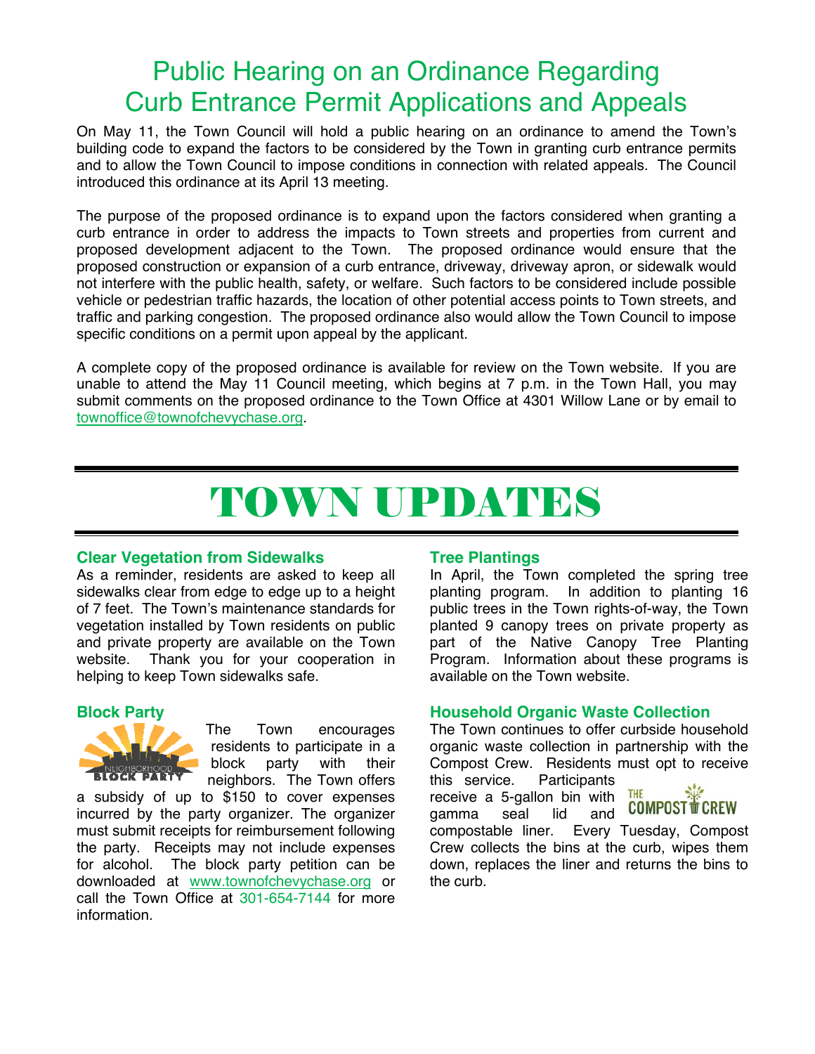# Public Hearing on an Ordinance Regarding Curb Entrance Permit Applications and Appeals

On May 11, the Town Council will hold a public hearing on an ordinance to amend the Town's building code to expand the factors to be considered by the Town in granting curb entrance permits and to allow the Town Council to impose conditions in connection with related appeals. The Council introduced this ordinance at its April 13 meeting.

The purpose of the proposed ordinance is to expand upon the factors considered when granting a curb entrance in order to address the impacts to Town streets and properties from current and proposed development adjacent to the Town. The proposed ordinance would ensure that the proposed construction or expansion of a curb entrance, driveway, driveway apron, or sidewalk would not interfere with the public health, safety, or welfare. Such factors to be considered include possible vehicle or pedestrian traffic hazards, the location of other potential access points to Town streets, and traffic and parking congestion. The proposed ordinance also would allow the Town Council to impose specific conditions on a permit upon appeal by the applicant.

A complete copy of the proposed ordinance is available for review on the Town website. If you are unable to attend the May 11 Council meeting, which begins at 7 p.m. in the Town Hall, you may submit comments on the proposed ordinance to the Town Office at 4301 Willow Lane or by email to townoffice@townofchevychase.org.

# TOWN UPDATES

### Clear Vegetation from Sidewalks

As a reminder, residents are asked to keep all sidewalks clear from edge to edge up to a height of 7 feet. The Town's maintenance standards for vegetation installed by Town residents on public and private property are available on the Town website. Thank you for your cooperation in helping to keep Town sidewalks safe.

### Block Party

The Town encourages residents to participate in a block party with their neighbors. The Town offers a subsidy of up to $150 to cover expenses incurred by the party organizer. The organizer must submit receipts for reimbursement following the party. Receipts may not include expenses for alcohol. The block party petition can be downloaded at www.townofchevychase.org or call the Town Office at 301-654-7144 for more information.

### Tree Plantings

In April, the Town completed the spring tree planting program. In addition to planting 16 public trees in the Town rights-of-way, the Town planted 9 canopy trees on private property as part of the Native Canopy Tree Planting Program. Information about these programs is available on the Town website.

### Household Organic Waste Collection

The Town continues to offer curbside household organic waste collection in partnership with the Compost Crew. Residents must opt to receive this service. Participants receive a 5-gallon bin with gamma seal lid and compostable liner. Every Tuesday, Compost Crew collects the bins at the curb, wipes them down, replaces the liner and returns the bins to the curb.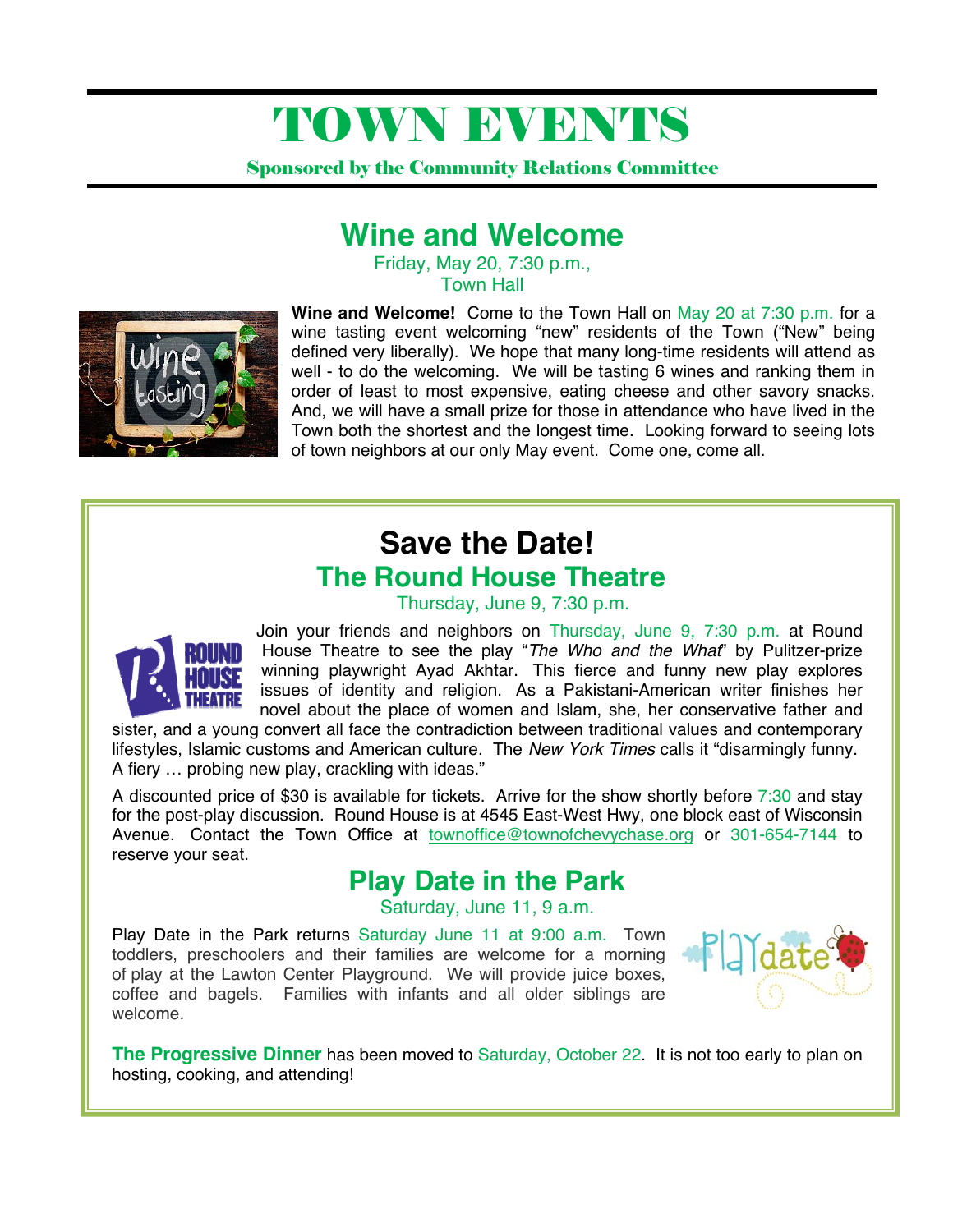# TOWN EVENTS

Sponsored by the Community Relations Committee

## Wine and Welcome

Friday, May 20, 7:30 p.m.,
Town Hall

**Wine and Welcome!** Come to the Town Hall on May 20 at 7:30 p.m. for a wine tasting event welcoming "new" residents of the Town ("New" being defined very liberally). We hope that many long-time residents will attend as well - to do the welcoming. We will be tasting 6 wines and ranking them in order of least to most expensive, eating cheese and other savory snacks. And, we will have a small prize for those in attendance who have lived in the Town both the shortest and the longest time. Looking forward to seeing lots of town neighbors at our only May event. Come one, come all.

## Save the Date!

## The Round House Theatre

Thursday, June 9, 7:30 p.m.

Join your friends and neighbors on Thursday, June 9, 7:30 p.m. at Round House Theatre to see the play "*The Who and the What*" by Pulitzer-prize winning playwright Ayad Akhtar. This fierce and funny new play explores issues of identity and religion. As a Pakistani-American writer finishes her novel about the place of women and Islam, she, her conservative father and sister, and a young convert all face the contradiction between traditional values and contemporary lifestyles, Islamic customs and American culture. The *New York Times* calls it "disarmingly funny. A fiery … probing new play, crackling with ideas."

A discounted price of $30 is available for tickets. Arrive for the show shortly before 7:30 and stay for the post-play discussion. Round House is at 4545 East-West Hwy, one block east of Wisconsin Avenue. Contact the Town Office at townoffice@townofchevychase.org or 301-654-7144 to reserve your seat.

## Play Date in the Park

Saturday, June 11, 9 a.m.

Play Date in the Park returns Saturday June 11 at 9:00 a.m. Town toddlers, preschoolers and their families are welcome for a morning of play at the Lawton Center Playground. We will provide juice boxes, coffee and bagels. Families with infants and all older siblings are welcome.

**The Progressive Dinner** has been moved to Saturday, October 22. It is not too early to plan on hosting, cooking, and attending!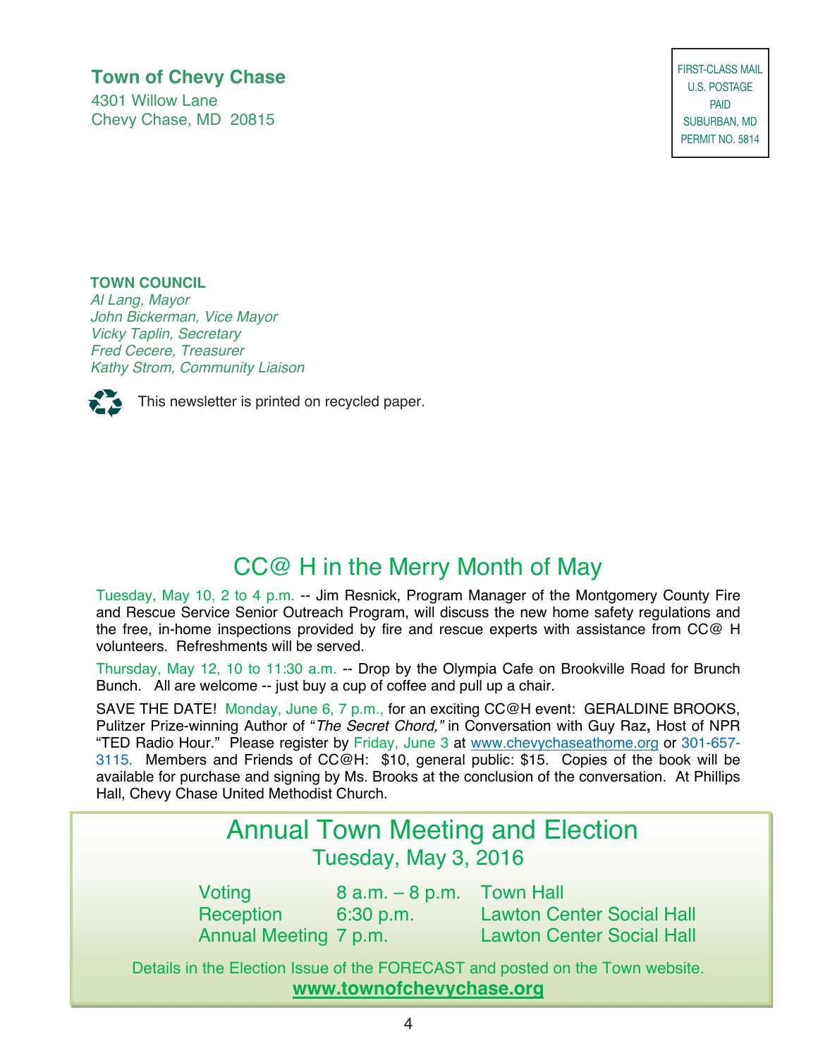**Town of Chevy Chase**
4301 Willow Lane
Chevy Chase, MD 20815

FIRST-CLASS MAIL
U.S. POSTAGE
PAID
SUBURBAN, MD
PERMIT NO. 5814

**TOWN COUNCIL**
*Al Lang, Mayor*
*John Bickerman, Vice Mayor*
*Vicky Taplin, Secretary*
*Fred Cecere, Treasurer*
*Kathy Strom, Community Liaison*

This newsletter is printed on recycled paper.

## CC@ H in the Merry Month of May

Tuesday, May 10, 2 to 4 p.m. -- Jim Resnick, Program Manager of the Montgomery County Fire and Rescue Service Senior Outreach Program, will discuss the new home safety regulations and the free, in-home inspections provided by fire and rescue experts with assistance from CC@ H volunteers. Refreshments will be served.

Thursday, May 12, 10 to 11:30 a.m. -- Drop by the Olympia Cafe on Brookville Road for Brunch Bunch. All are welcome -- just buy a cup of coffee and pull up a chair.

SAVE THE DATE! Monday, June 6, 7 p.m., for an exciting CC@H event: GERALDINE BROOKS, Pulitzer Prize-winning Author of "*The Secret Chord,"* in Conversation with Guy Raz**,** Host of NPR "TED Radio Hour." Please register by Friday, June 3 at www.chevychaseathome.org or 301-657-3115. Members and Friends of CC@H: $10, general public: $15. Copies of the book will be available for purchase and signing by Ms. Brooks at the conclusion of the conversation. At Phillips Hall, Chevy Chase United Methodist Church.

## Annual Town Meeting and Election

### Tuesday, May 3, 2016

| | | |
|---|---|---|
| Voting | 8 a.m. – 8 p.m. | Town Hall |
| Reception | 6:30 p.m. | Lawton Center Social Hall |
| Annual Meeting | 7 p.m. | Lawton Center Social Hall |

Details in the Election Issue of the FORECAST and posted on the Town website.
**www.townofchevychase.org**